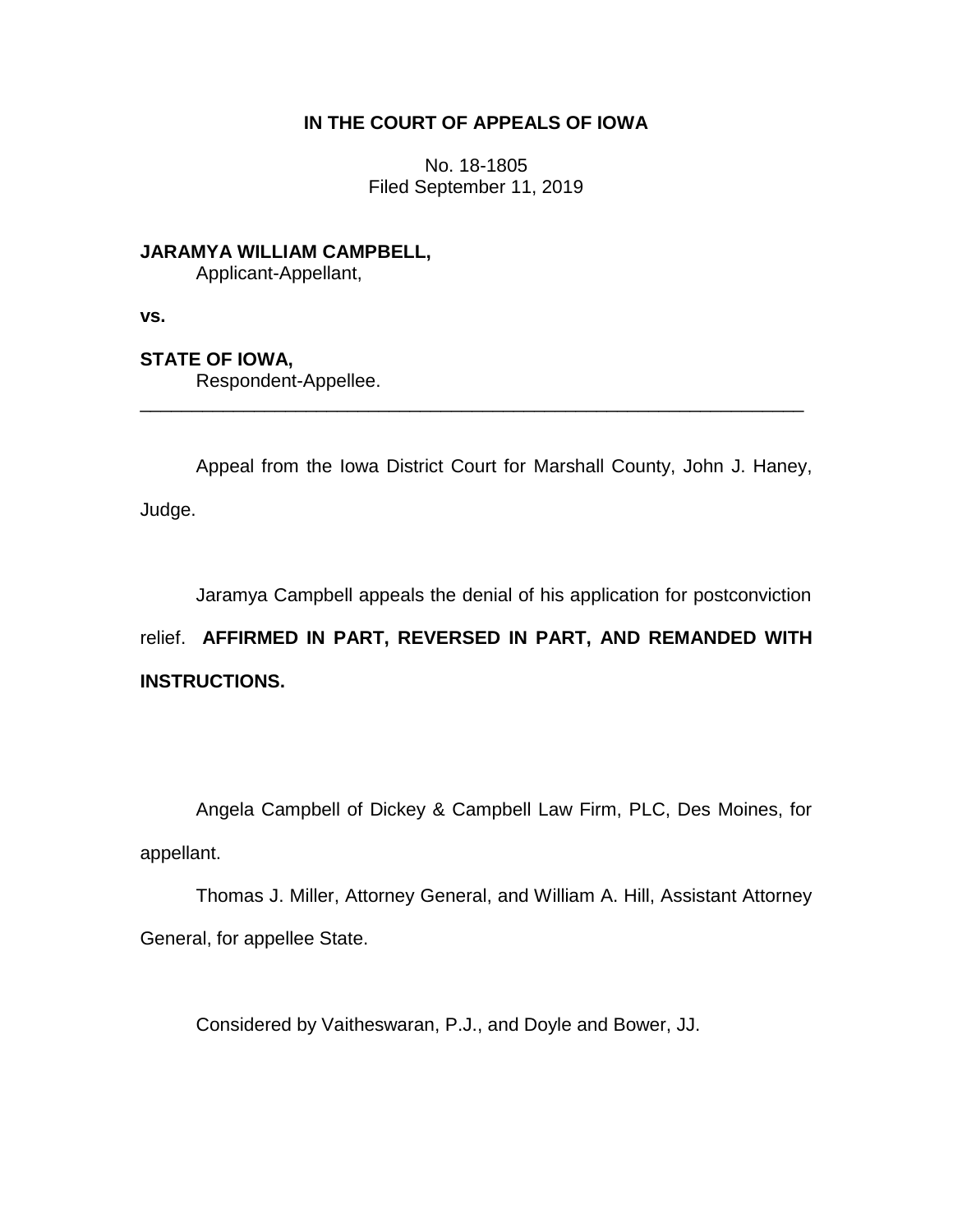# IN THE COURT OF APPEALS OF IOWA

No. 18-1805
Filed September 11, 2019

**JARAMYA WILLIAM CAMPBELL,**
Applicant-Appellant,

**vs.**

**STATE OF IOWA,**
Respondent-Appellee.

---

Appeal from the Iowa District Court for Marshall County, John J. Haney, Judge.

Jaramya Campbell appeals the denial of his application for postconviction relief. **AFFIRMED IN PART, REVERSED IN PART, AND REMANDED WITH INSTRUCTIONS.**

Angela Campbell of Dickey & Campbell Law Firm, PLC, Des Moines, for appellant.

Thomas J. Miller, Attorney General, and William A. Hill, Assistant Attorney General, for appellee State.

Considered by Vaitheswaran, P.J., and Doyle and Bower, JJ.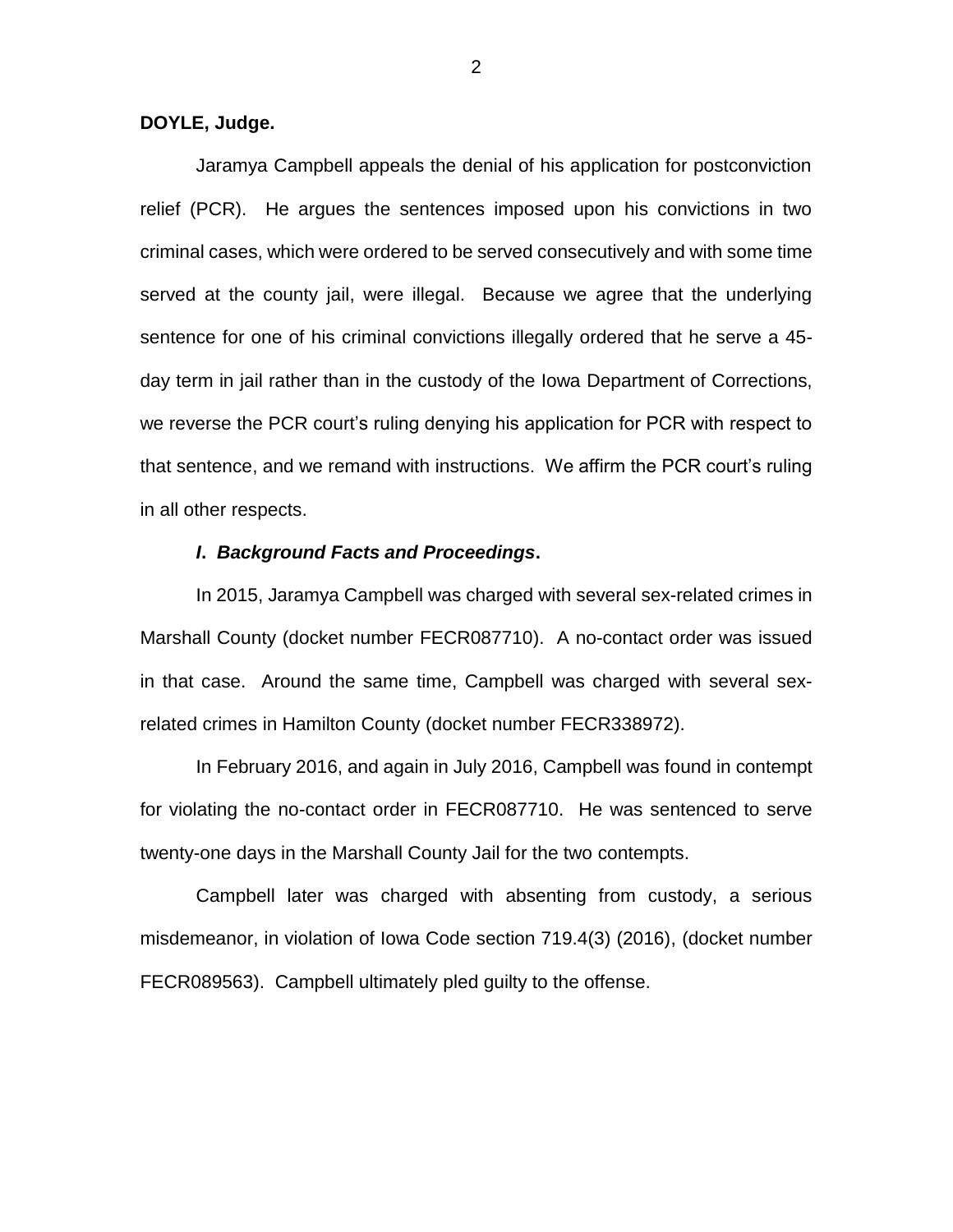**DOYLE, Judge.**

Jaramya Campbell appeals the denial of his application for postconviction relief (PCR). He argues the sentences imposed upon his convictions in two criminal cases, which were ordered to be served consecutively and with some time served at the county jail, were illegal. Because we agree that the underlying sentence for one of his criminal convictions illegally ordered that he serve a 45-day term in jail rather than in the custody of the Iowa Department of Corrections, we reverse the PCR court's ruling denying his application for PCR with respect to that sentence, and we remand with instructions. We affirm the PCR court's ruling in all other respects.

### ***I. Background Facts and Proceedings*.**

In 2015, Jaramya Campbell was charged with several sex-related crimes in Marshall County (docket number FECR087710). A no-contact order was issued in that case. Around the same time, Campbell was charged with several sex-related crimes in Hamilton County (docket number FECR338972).

In February 2016, and again in July 2016, Campbell was found in contempt for violating the no-contact order in FECR087710. He was sentenced to serve twenty-one days in the Marshall County Jail for the two contempts.

Campbell later was charged with absenting from custody, a serious misdemeanor, in violation of Iowa Code section 719.4(3) (2016), (docket number FECR089563). Campbell ultimately pled guilty to the offense.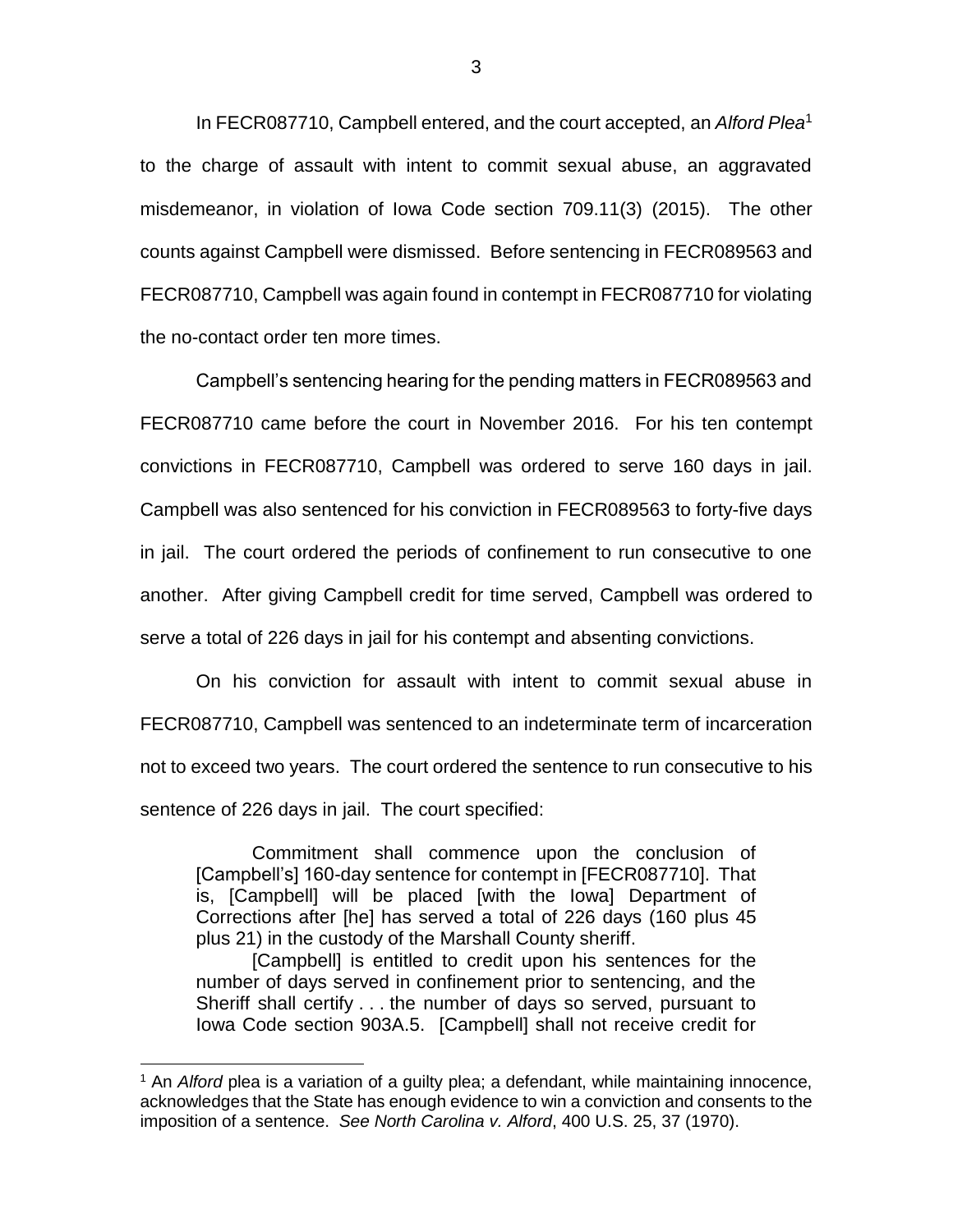In FECR087710, Campbell entered, and the court accepted, an *Alford Plea*[1] to the charge of assault with intent to commit sexual abuse, an aggravated misdemeanor, in violation of Iowa Code section 709.11(3) (2015). The other counts against Campbell were dismissed. Before sentencing in FECR089563 and FECR087710, Campbell was again found in contempt in FECR087710 for violating the no-contact order ten more times.

Campbell's sentencing hearing for the pending matters in FECR089563 and FECR087710 came before the court in November 2016. For his ten contempt convictions in FECR087710, Campbell was ordered to serve 160 days in jail. Campbell was also sentenced for his conviction in FECR089563 to forty-five days in jail. The court ordered the periods of confinement to run consecutive to one another. After giving Campbell credit for time served, Campbell was ordered to serve a total of 226 days in jail for his contempt and absenting convictions.

On his conviction for assault with intent to commit sexual abuse in FECR087710, Campbell was sentenced to an indeterminate term of incarceration not to exceed two years. The court ordered the sentence to run consecutive to his sentence of 226 days in jail. The court specified:

> Commitment shall commence upon the conclusion of [Campbell's] 160-day sentence for contempt in [FECR087710]. That is, [Campbell] will be placed [with the Iowa] Department of Corrections after [he] has served a total of 226 days (160 plus 45 plus 21) in the custody of the Marshall County sheriff.
>
> [Campbell] is entitled to credit upon his sentences for the number of days served in confinement prior to sentencing, and the Sheriff shall certify . . . the number of days so served, pursuant to Iowa Code section 903A.5. [Campbell] shall not receive credit for

---

[1] An *Alford* plea is a variation of a guilty plea; a defendant, while maintaining innocence, acknowledges that the State has enough evidence to win a conviction and consents to the imposition of a sentence. *See North Carolina v. Alford*, 400 U.S. 25, 37 (1970).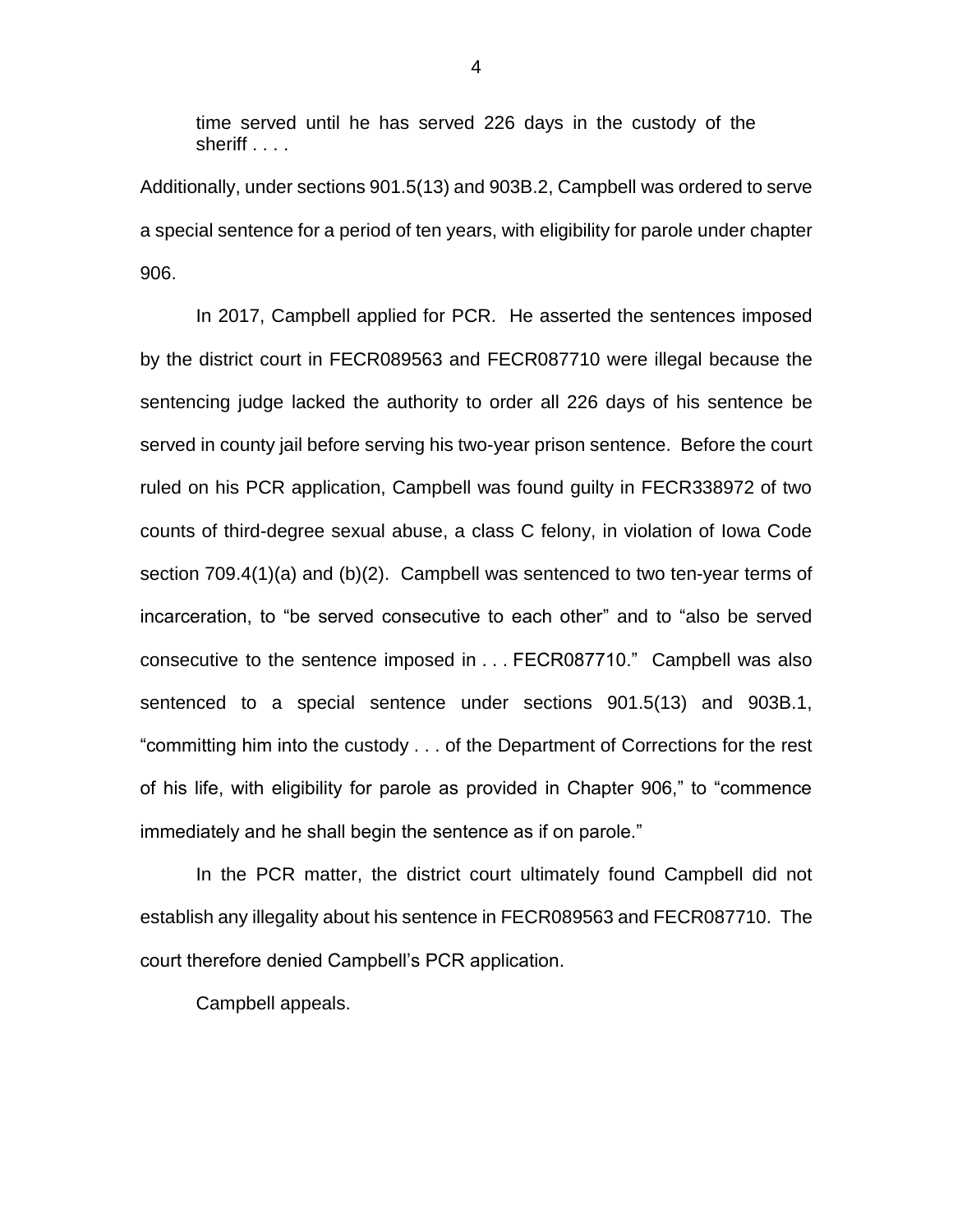> time served until he has served 226 days in the custody of the sheriff . . . .

Additionally, under sections 901.5(13) and 903B.2, Campbell was ordered to serve a special sentence for a period of ten years, with eligibility for parole under chapter 906.

In 2017, Campbell applied for PCR. He asserted the sentences imposed by the district court in FECR089563 and FECR087710 were illegal because the sentencing judge lacked the authority to order all 226 days of his sentence be served in county jail before serving his two-year prison sentence. Before the court ruled on his PCR application, Campbell was found guilty in FECR338972 of two counts of third-degree sexual abuse, a class C felony, in violation of Iowa Code section 709.4(1)(a) and (b)(2). Campbell was sentenced to two ten-year terms of incarceration, to "be served consecutive to each other" and to "also be served consecutive to the sentence imposed in . . . FECR087710." Campbell was also sentenced to a special sentence under sections 901.5(13) and 903B.1, "committing him into the custody . . . of the Department of Corrections for the rest of his life, with eligibility for parole as provided in Chapter 906," to "commence immediately and he shall begin the sentence as if on parole."

In the PCR matter, the district court ultimately found Campbell did not establish any illegality about his sentence in FECR089563 and FECR087710. The court therefore denied Campbell's PCR application.

Campbell appeals.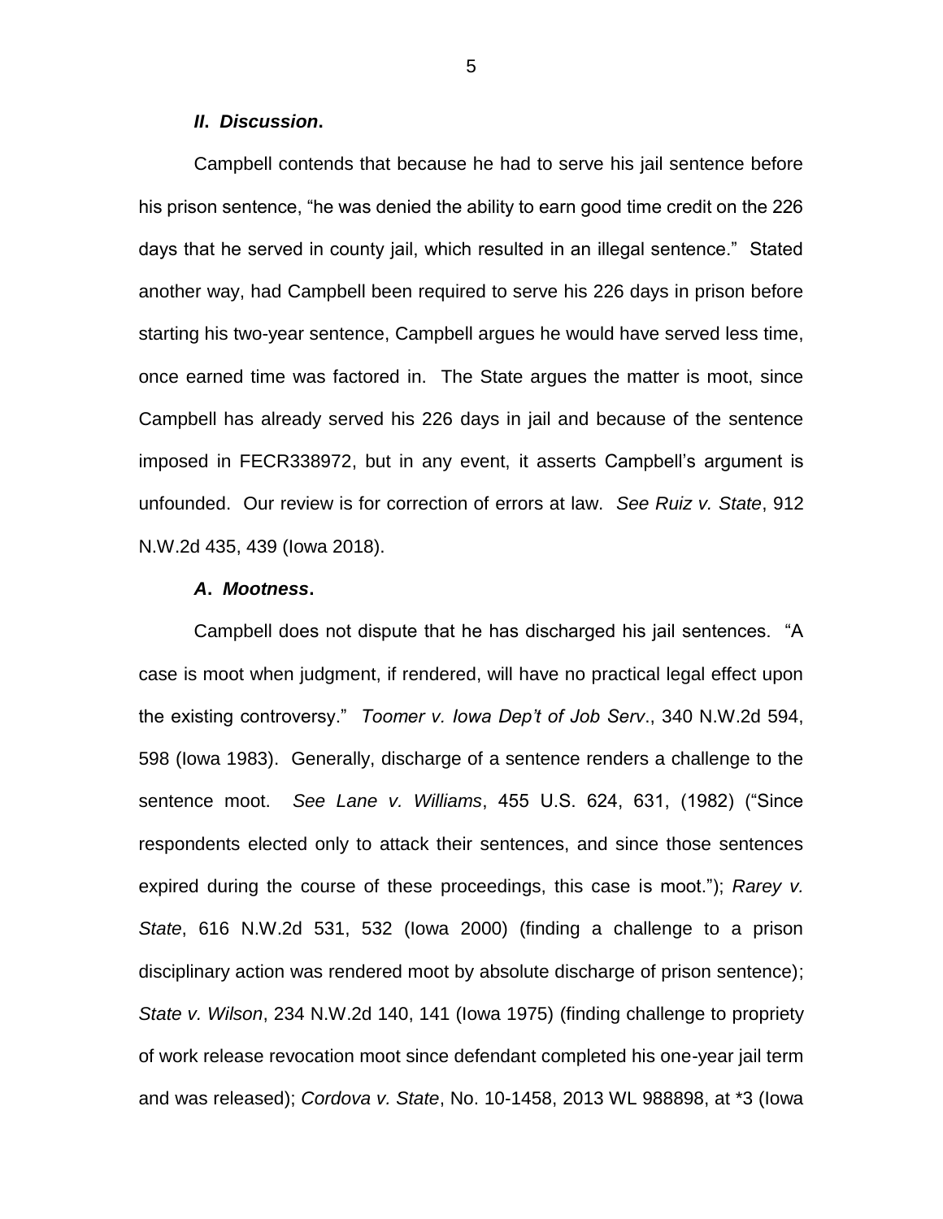### *II. Discussion*.

Campbell contends that because he had to serve his jail sentence before his prison sentence, "he was denied the ability to earn good time credit on the 226 days that he served in county jail, which resulted in an illegal sentence." Stated another way, had Campbell been required to serve his 226 days in prison before starting his two-year sentence, Campbell argues he would have served less time, once earned time was factored in. The State argues the matter is moot, since Campbell has already served his 226 days in jail and because of the sentence imposed in FECR338972, but in any event, it asserts Campbell's argument is unfounded. Our review is for correction of errors at law. *See Ruiz v. State*, 912 N.W.2d 435, 439 (Iowa 2018).

#### *A. Mootness*.

Campbell does not dispute that he has discharged his jail sentences. "A case is moot when judgment, if rendered, will have no practical legal effect upon the existing controversy." *Toomer v. Iowa Dep't of Job Serv*., 340 N.W.2d 594, 598 (Iowa 1983). Generally, discharge of a sentence renders a challenge to the sentence moot. *See Lane v. Williams*, 455 U.S. 624, 631, (1982) ("Since respondents elected only to attack their sentences, and since those sentences expired during the course of these proceedings, this case is moot."); *Rarey v. State*, 616 N.W.2d 531, 532 (Iowa 2000) (finding a challenge to a prison disciplinary action was rendered moot by absolute discharge of prison sentence); *State v. Wilson*, 234 N.W.2d 140, 141 (Iowa 1975) (finding challenge to propriety of work release revocation moot since defendant completed his one-year jail term and was released); *Cordova v. State*, No. 10-1458, 2013 WL 988898, at *3 (Iowa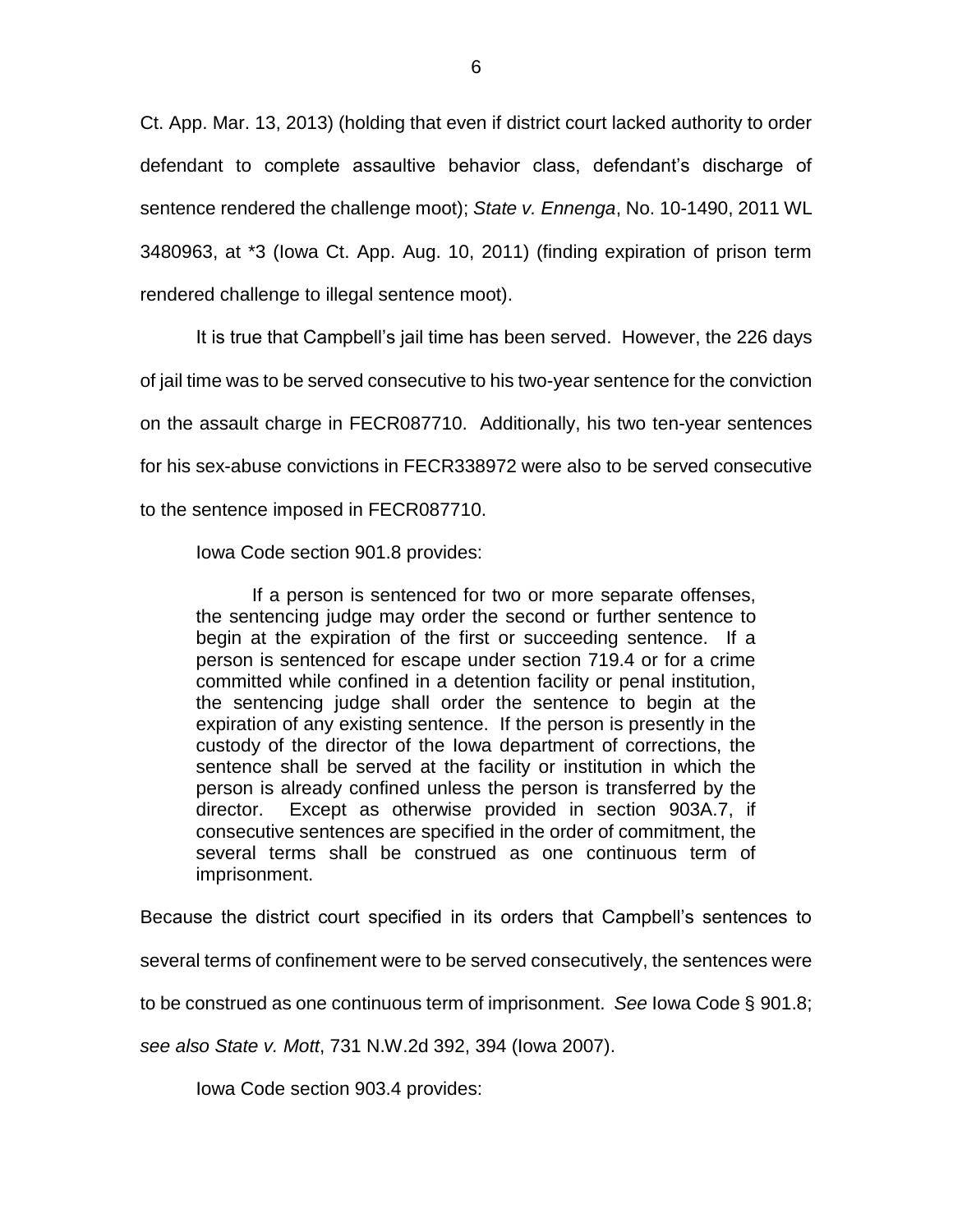Ct. App. Mar. 13, 2013) (holding that even if district court lacked authority to order defendant to complete assaultive behavior class, defendant's discharge of sentence rendered the challenge moot); *State v. Ennenga*, No. 10-1490, 2011 WL 3480963, at *3 (Iowa Ct. App. Aug. 10, 2011) (finding expiration of prison term rendered challenge to illegal sentence moot).

It is true that Campbell's jail time has been served. However, the 226 days of jail time was to be served consecutive to his two-year sentence for the conviction on the assault charge in FECR087710. Additionally, his two ten-year sentences for his sex-abuse convictions in FECR338972 were also to be served consecutive to the sentence imposed in FECR087710.

Iowa Code section 901.8 provides:

> If a person is sentenced for two or more separate offenses, the sentencing judge may order the second or further sentence to begin at the expiration of the first or succeeding sentence. If a person is sentenced for escape under section 719.4 or for a crime committed while confined in a detention facility or penal institution, the sentencing judge shall order the sentence to begin at the expiration of any existing sentence. If the person is presently in the custody of the director of the Iowa department of corrections, the sentence shall be served at the facility or institution in which the person is already confined unless the person is transferred by the director. Except as otherwise provided in section 903A.7, if consecutive sentences are specified in the order of commitment, the several terms shall be construed as one continuous term of imprisonment.

Because the district court specified in its orders that Campbell's sentences to several terms of confinement were to be served consecutively, the sentences were to be construed as one continuous term of imprisonment. *See* Iowa Code § 901.8; *see also State v. Mott*, 731 N.W.2d 392, 394 (Iowa 2007).

Iowa Code section 903.4 provides: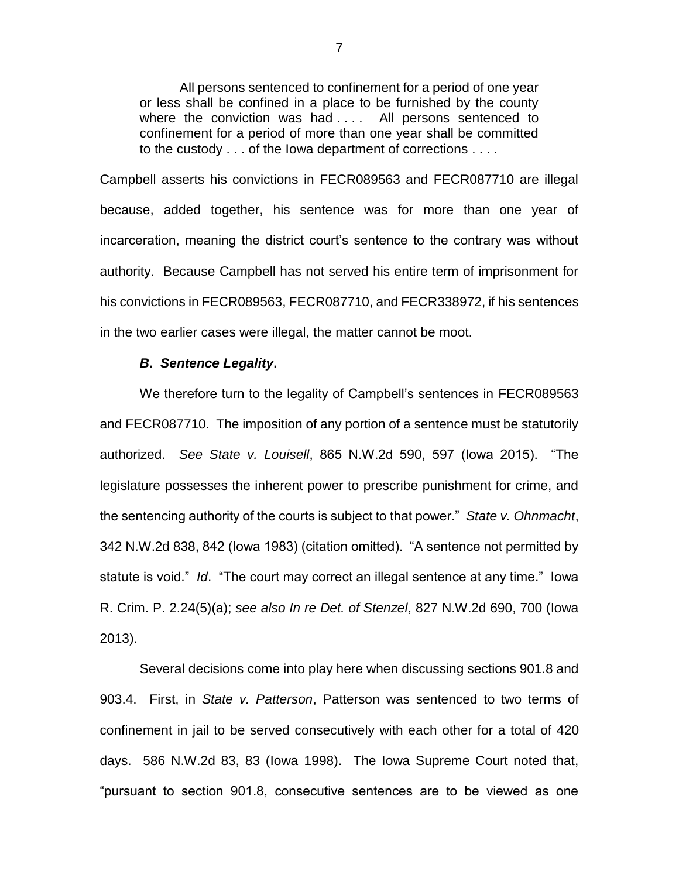> All persons sentenced to confinement for a period of one year or less shall be confined in a place to be furnished by the county where the conviction was had . . . . All persons sentenced to confinement for a period of more than one year shall be committed to the custody . . . of the Iowa department of corrections . . . .

Campbell asserts his convictions in FECR089563 and FECR087710 are illegal because, added together, his sentence was for more than one year of incarceration, meaning the district court's sentence to the contrary was without authority. Because Campbell has not served his entire term of imprisonment for his convictions in FECR089563, FECR087710, and FECR338972, if his sentences in the two earlier cases were illegal, the matter cannot be moot.

### ***B. Sentence Legality*.**

We therefore turn to the legality of Campbell's sentences in FECR089563 and FECR087710. The imposition of any portion of a sentence must be statutorily authorized. *See State v. Louisell*, 865 N.W.2d 590, 597 (Iowa 2015). "The legislature possesses the inherent power to prescribe punishment for crime, and the sentencing authority of the courts is subject to that power." *State v. Ohnmacht*, 342 N.W.2d 838, 842 (Iowa 1983) (citation omitted). "A sentence not permitted by statute is void." *Id*. "The court may correct an illegal sentence at any time." Iowa R. Crim. P. 2.24(5)(a); *see also In re Det. of Stenzel*, 827 N.W.2d 690, 700 (Iowa 2013).

Several decisions come into play here when discussing sections 901.8 and 903.4. First, in *State v. Patterson*, Patterson was sentenced to two terms of confinement in jail to be served consecutively with each other for a total of 420 days. 586 N.W.2d 83, 83 (Iowa 1998). The Iowa Supreme Court noted that, "pursuant to section 901.8, consecutive sentences are to be viewed as one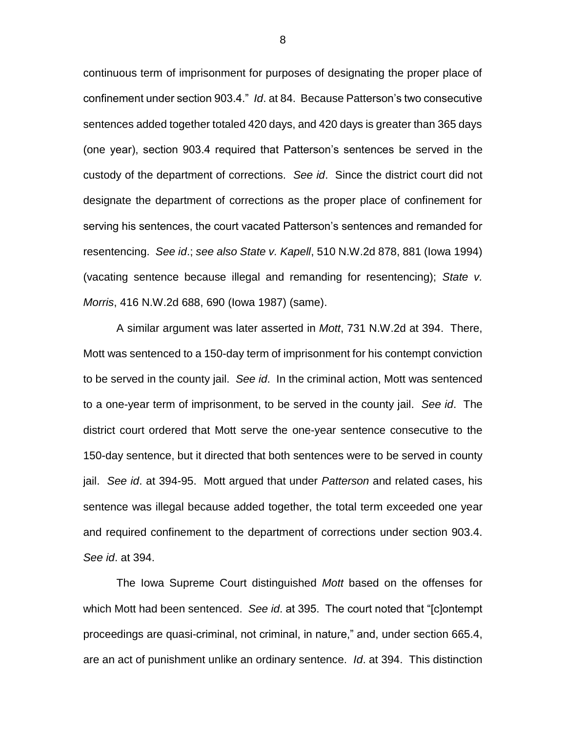continuous term of imprisonment for purposes of designating the proper place of confinement under section 903.4." *Id*. at 84. Because Patterson's two consecutive sentences added together totaled 420 days, and 420 days is greater than 365 days (one year), section 903.4 required that Patterson's sentences be served in the custody of the department of corrections. *See id*. Since the district court did not designate the department of corrections as the proper place of confinement for serving his sentences, the court vacated Patterson's sentences and remanded for resentencing. *See id*.; *see also State v. Kapell*, 510 N.W.2d 878, 881 (Iowa 1994) (vacating sentence because illegal and remanding for resentencing); *State v. Morris*, 416 N.W.2d 688, 690 (Iowa 1987) (same).

A similar argument was later asserted in *Mott*, 731 N.W.2d at 394. There, Mott was sentenced to a 150-day term of imprisonment for his contempt conviction to be served in the county jail. *See id*. In the criminal action, Mott was sentenced to a one-year term of imprisonment, to be served in the county jail. *See id*. The district court ordered that Mott serve the one-year sentence consecutive to the 150-day sentence, but it directed that both sentences were to be served in county jail. *See id*. at 394-95. Mott argued that under *Patterson* and related cases, his sentence was illegal because added together, the total term exceeded one year and required confinement to the department of corrections under section 903.4. *See id*. at 394.

The Iowa Supreme Court distinguished *Mott* based on the offenses for which Mott had been sentenced. *See id*. at 395. The court noted that "[c]ontempt proceedings are quasi-criminal, not criminal, in nature," and, under section 665.4, are an act of punishment unlike an ordinary sentence. *Id*. at 394. This distinction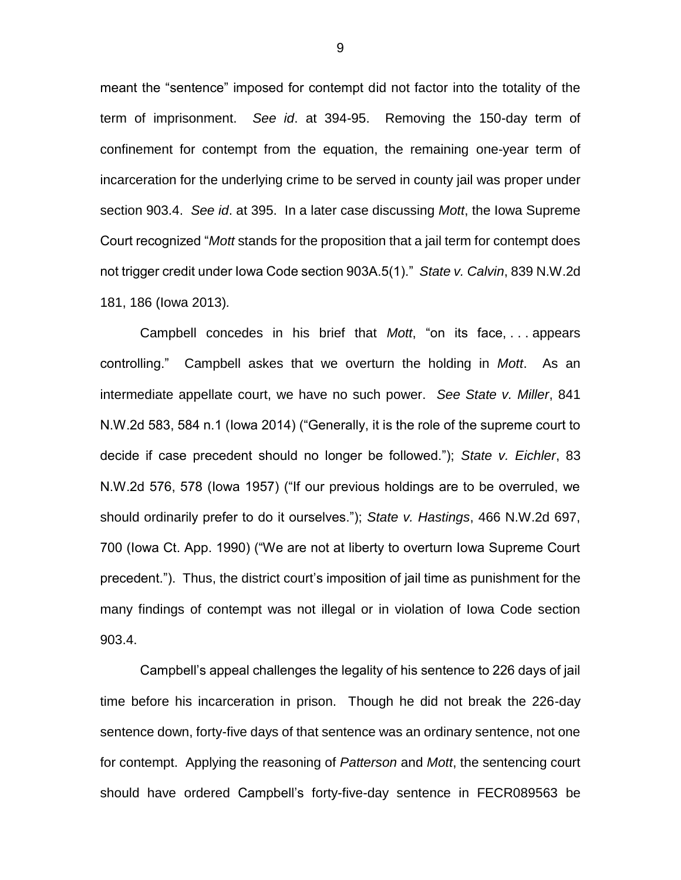meant the "sentence" imposed for contempt did not factor into the totality of the term of imprisonment. *See id*. at 394-95. Removing the 150-day term of confinement for contempt from the equation, the remaining one-year term of incarceration for the underlying crime to be served in county jail was proper under section 903.4. *See id*. at 395. In a later case discussing *Mott*, the Iowa Supreme Court recognized "*Mott* stands for the proposition that a jail term for contempt does not trigger credit under Iowa Code section 903A.5(1)." *State v. Calvin*, 839 N.W.2d 181, 186 (Iowa 2013).

Campbell concedes in his brief that *Mott*, "on its face, . . . appears controlling." Campbell askes that we overturn the holding in *Mott*. As an intermediate appellate court, we have no such power. *See State v. Miller*, 841 N.W.2d 583, 584 n.1 (Iowa 2014) ("Generally, it is the role of the supreme court to decide if case precedent should no longer be followed."); *State v. Eichler*, 83 N.W.2d 576, 578 (Iowa 1957) ("If our previous holdings are to be overruled, we should ordinarily prefer to do it ourselves."); *State v. Hastings*, 466 N.W.2d 697, 700 (Iowa Ct. App. 1990) ("We are not at liberty to overturn Iowa Supreme Court precedent."). Thus, the district court's imposition of jail time as punishment for the many findings of contempt was not illegal or in violation of Iowa Code section 903.4.

Campbell's appeal challenges the legality of his sentence to 226 days of jail time before his incarceration in prison. Though he did not break the 226-day sentence down, forty-five days of that sentence was an ordinary sentence, not one for contempt. Applying the reasoning of *Patterson* and *Mott*, the sentencing court should have ordered Campbell's forty-five-day sentence in FECR089563 be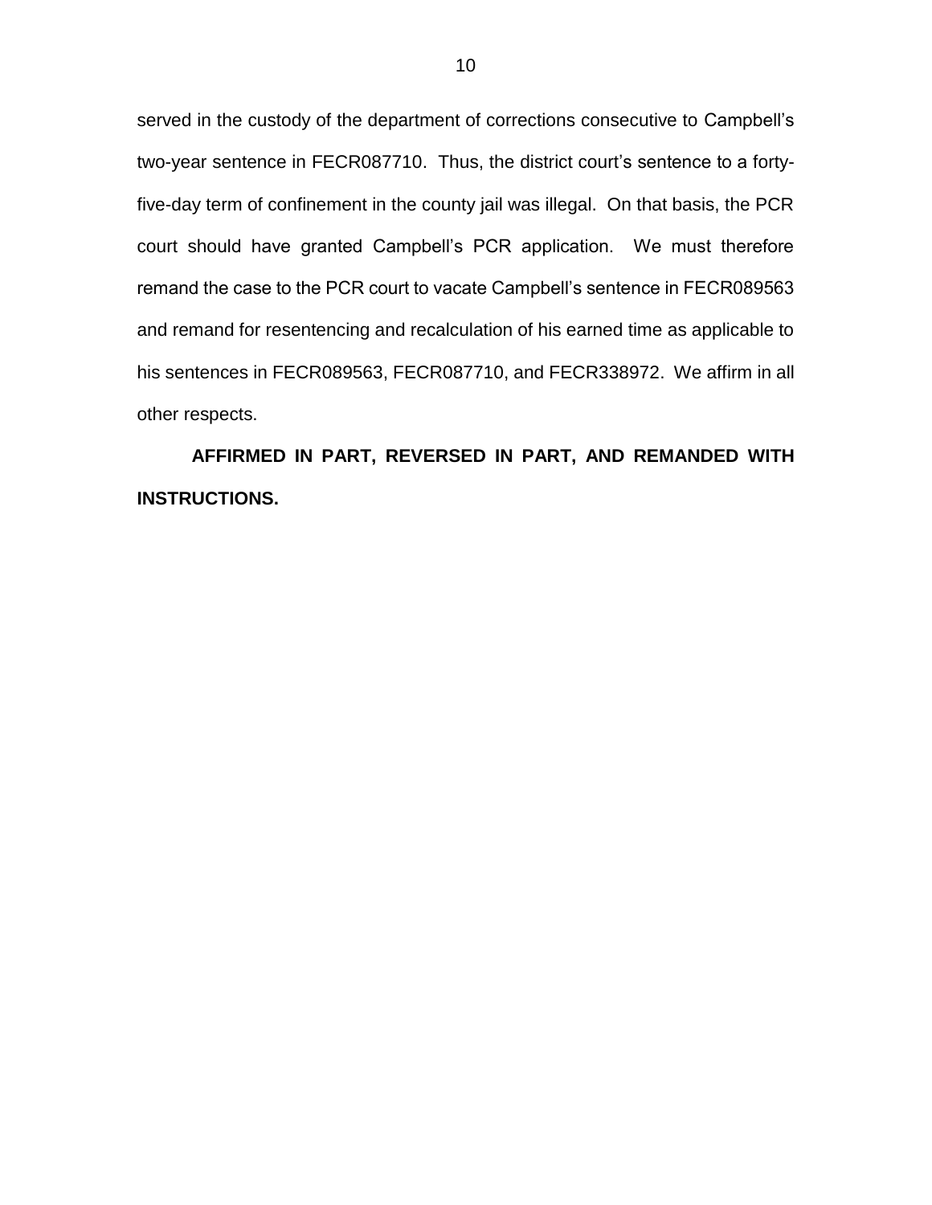served in the custody of the department of corrections consecutive to Campbell's two-year sentence in FECR087710. Thus, the district court's sentence to a forty-five-day term of confinement in the county jail was illegal. On that basis, the PCR court should have granted Campbell's PCR application. We must therefore remand the case to the PCR court to vacate Campbell's sentence in FECR089563 and remand for resentencing and recalculation of his earned time as applicable to his sentences in FECR089563, FECR087710, and FECR338972. We affirm in all other respects.

**AFFIRMED IN PART, REVERSED IN PART, AND REMANDED WITH INSTRUCTIONS.**